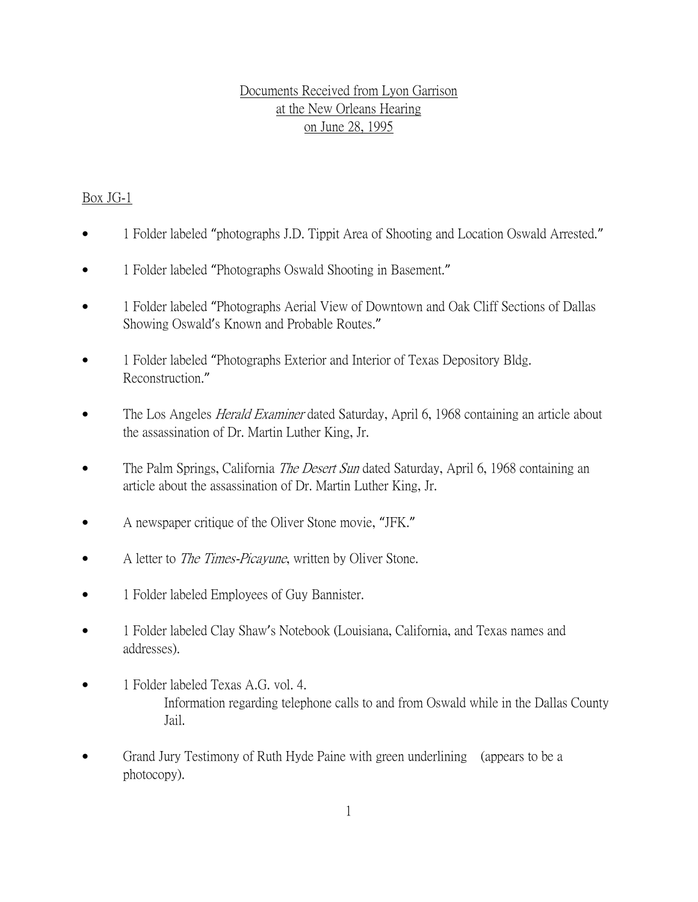# Documents Received from Lyon Garrison at the New Orleans Hearing on June 28, 1995

## Box JG-1

- 1 Folder labeled "photographs J.D. Tippit Area of Shooting and Location Oswald Arrested."
- 1 Folder labeled "Photographs Oswald Shooting in Basement."
- 1 Folder labeled "Photographs Aerial View of Downtown and Oak Cliff Sections of Dallas Showing Oswald's Known and Probable Routes."
- 1 Folder labeled "Photographs Exterior and Interior of Texas Depository Bldg. Reconstruction."
- The Los Angeles *Herald Examiner* dated Saturday, April 6, 1968 containing an article about the assassination of Dr. Martin Luther King, Jr.
- The Palm Springs, California *The Desert Sun* dated Saturday, April 6, 1968 containing an article about the assassination of Dr. Martin Luther King, Jr.
- A newspaper critique of the Oliver Stone movie, "JFK."
- A letter to *The Times-Picayune*, written by Oliver Stone.
- 1 Folder labeled Employees of Guy Bannister.
- 1 Folder labeled Clay Shaw's Notebook (Louisiana, California, and Texas names and addresses).
- 1 Folder labeled Texas A.G. vol. 4.
  Information regarding telephone calls to and from Oswald while in the Dallas County Jail.
- Grand Jury Testimony of Ruth Hyde Paine with green underlining (appears to be a photocopy).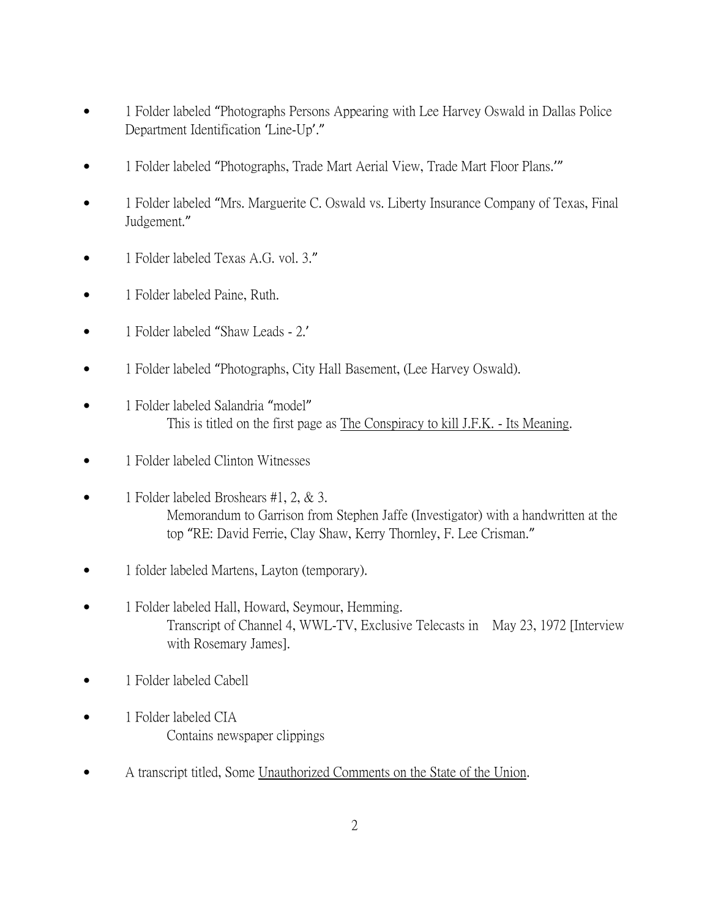- 1 Folder labeled "Photographs Persons Appearing with Lee Harvey Oswald in Dallas Police Department Identification 'Line-Up'."

- 1 Folder labeled "Photographs, Trade Mart Aerial View, Trade Mart Floor Plans.'"

- 1 Folder labeled "Mrs. Marguerite C. Oswald vs. Liberty Insurance Company of Texas, Final Judgement."

- 1 Folder labeled Texas A.G. vol. 3."

- 1 Folder labeled Paine, Ruth.

- 1 Folder labeled "Shaw Leads - 2.'

- 1 Folder labeled "Photographs, City Hall Basement, (Lee Harvey Oswald).

- 1 Folder labeled Salandria "model"
  This is titled on the first page as <u>The Conspiracy to kill J.F.K. - Its Meaning</u>.

- 1 Folder labeled Clinton Witnesses

- 1 Folder labeled Broshears #1, 2, & 3.
  Memorandum to Garrison from Stephen Jaffe (Investigator) with a handwritten at the top "RE: David Ferrie, Clay Shaw, Kerry Thornley, F. Lee Crisman."

- 1 folder labeled Martens, Layton (temporary).

- 1 Folder labeled Hall, Howard, Seymour, Hemming.
  Transcript of Channel 4, WWL-TV, Exclusive Telecasts in May 23, 1972 [Interview with Rosemary James].

- 1 Folder labeled Cabell

- 1 Folder labeled CIA
  Contains newspaper clippings

- A transcript titled, Some <u>Unauthorized Comments on the State of the Union</u>.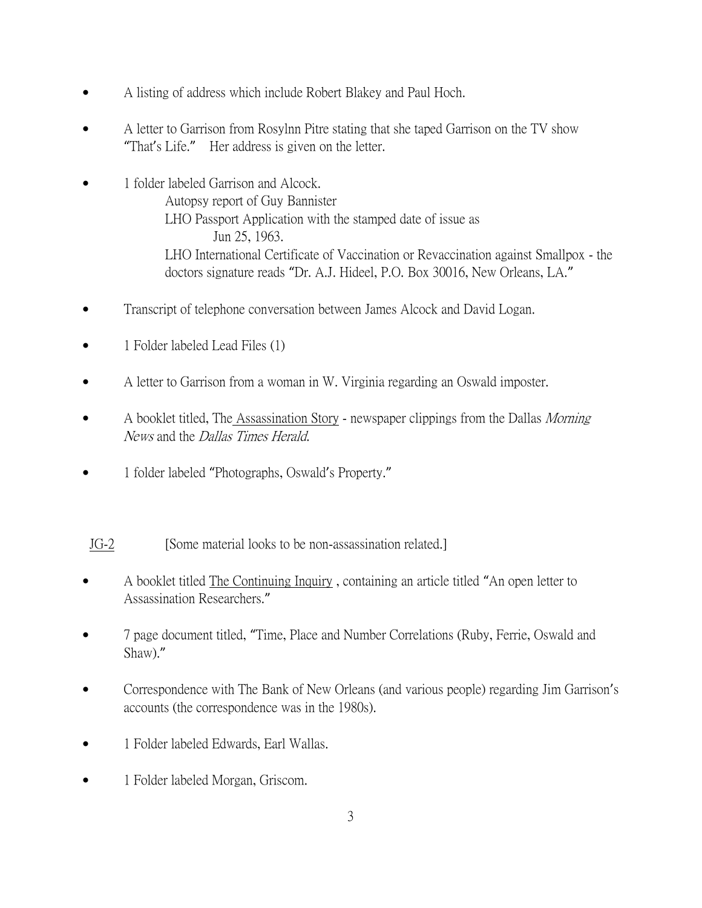- A listing of address which include Robert Blakey and Paul Hoch.
- A letter to Garrison from Rosylnn Pitre stating that she taped Garrison on the TV show "That's Life." Her address is given on the letter.
- 1 folder labeled Garrison and Alcock.
  - Autopsy report of Guy Bannister
  - LHO Passport Application with the stamped date of issue as Jun 25, 1963.
  - LHO International Certificate of Vaccination or Revaccination against Smallpox - the doctors signature reads "Dr. A.J. Hideel, P.O. Box 30016, New Orleans, LA."
- Transcript of telephone conversation between James Alcock and David Logan.
- 1 Folder labeled Lead Files (1)
- A letter to Garrison from a woman in W. Virginia regarding an Oswald imposter.
- A booklet titled, The Assassination Story - newspaper clippings from the Dallas *Morning News* and the *Dallas Times Herald*.
- 1 folder labeled "Photographs, Oswald's Property."

JG-2 [Some material looks to be non-assassination related.]

- A booklet titled The Continuing Inquiry , containing an article titled "An open letter to Assassination Researchers."
- 7 page document titled, "Time, Place and Number Correlations (Ruby, Ferrie, Oswald and Shaw)."
- Correspondence with The Bank of New Orleans (and various people) regarding Jim Garrison's accounts (the correspondence was in the 1980s).
- 1 Folder labeled Edwards, Earl Wallas.
- 1 Folder labeled Morgan, Griscom.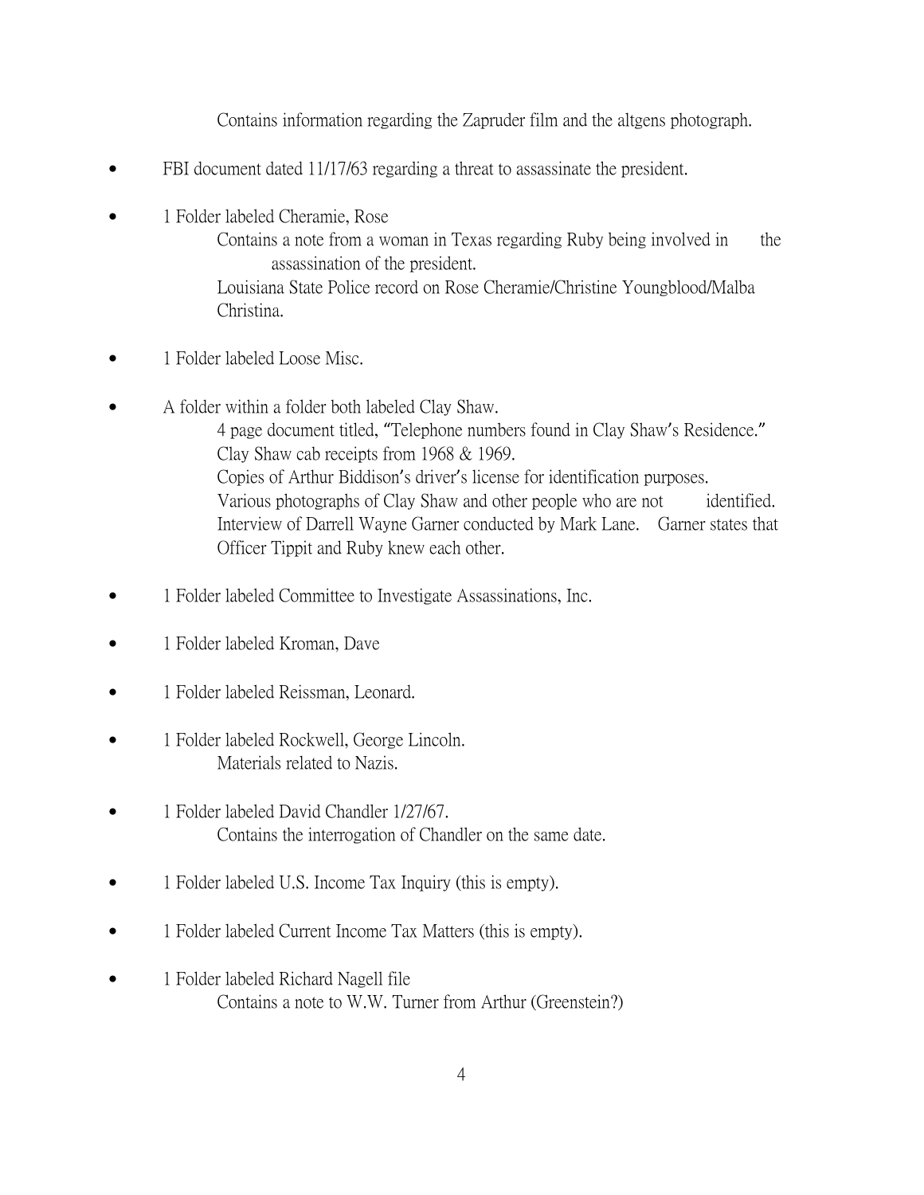Contains information regarding the Zapruder film and the altgens photograph.

- FBI document dated 11/17/63 regarding a threat to assassinate the president.

- 1 Folder labeled Cheramie, Rose
    - Contains a note from a woman in Texas regarding Ruby being involved in the assassination of the president.
    - Louisiana State Police record on Rose Cheramie/Christine Youngblood/Malba Christina.

- 1 Folder labeled Loose Misc.

- A folder within a folder both labeled Clay Shaw.
    - 4 page document titled, "Telephone numbers found in Clay Shaw's Residence."
    - Clay Shaw cab receipts from 1968 & 1969.
    - Copies of Arthur Biddison's driver's license for identification purposes.
    - Various photographs of Clay Shaw and other people who are not identified.
    - Interview of Darrell Wayne Garner conducted by Mark Lane. Garner states that Officer Tippit and Ruby knew each other.

- 1 Folder labeled Committee to Investigate Assassinations, Inc.

- 1 Folder labeled Kroman, Dave

- 1 Folder labeled Reissman, Leonard.

- 1 Folder labeled Rockwell, George Lincoln.
    - Materials related to Nazis.

- 1 Folder labeled David Chandler 1/27/67.
    - Contains the interrogation of Chandler on the same date.

- 1 Folder labeled U.S. Income Tax Inquiry (this is empty).

- 1 Folder labeled Current Income Tax Matters (this is empty).

- 1 Folder labeled Richard Nagell file
    - Contains a note to W.W. Turner from Arthur (Greenstein?)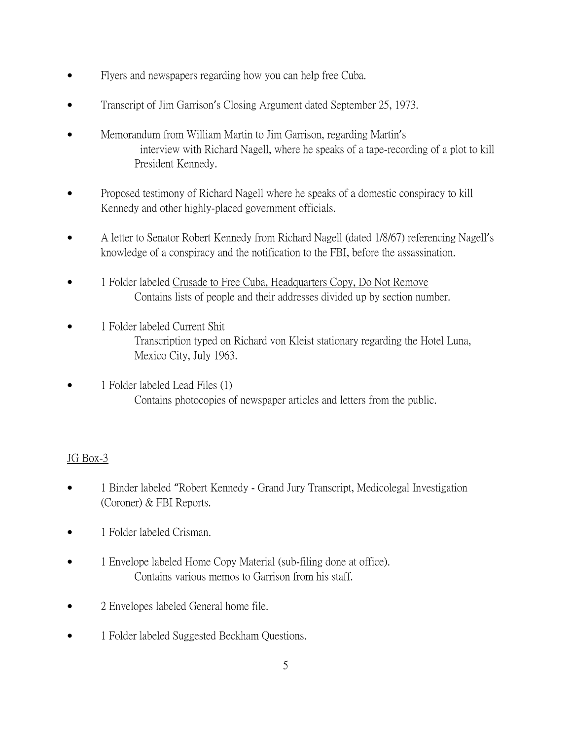- Flyers and newspapers regarding how you can help free Cuba.
- Transcript of Jim Garrison's Closing Argument dated September 25, 1973.
- Memorandum from William Martin to Jim Garrison, regarding Martin's interview with Richard Nagell, where he speaks of a tape-recording of a plot to kill President Kennedy.
- Proposed testimony of Richard Nagell where he speaks of a domestic conspiracy to kill Kennedy and other highly-placed government officials.
- A letter to Senator Robert Kennedy from Richard Nagell (dated 1/8/67) referencing Nagell's knowledge of a conspiracy and the notification to the FBI, before the assassination.
- 1 Folder labeled <u>Crusade to Free Cuba, Headquarters Copy, Do Not Remove</u>
  Contains lists of people and their addresses divided up by section number.
- 1 Folder labeled Current Shit
  Transcription typed on Richard von Kleist stationary regarding the Hotel Luna, Mexico City, July 1963.
- 1 Folder labeled Lead Files (1)
  Contains photocopies of newspaper articles and letters from the public.

<u>JG Box-3</u>

- 1 Binder labeled "Robert Kennedy - Grand Jury Transcript, Medicolegal Investigation (Coroner) & FBI Reports.
- 1 Folder labeled Crisman.
- 1 Envelope labeled Home Copy Material (sub-filing done at office).
  Contains various memos to Garrison from his staff.
- 2 Envelopes labeled General home file.
- 1 Folder labeled Suggested Beckham Questions.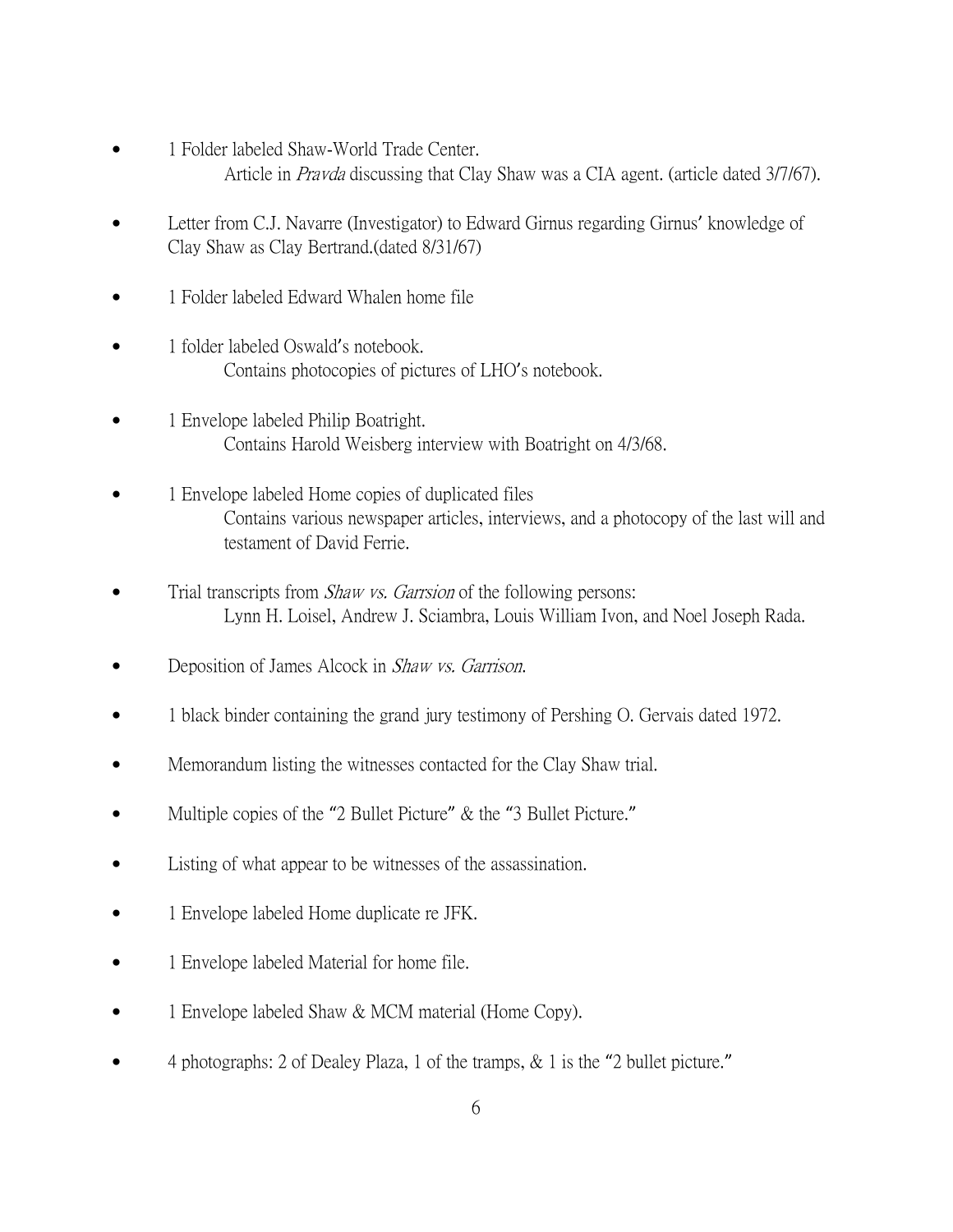- 1 Folder labeled Shaw-World Trade Center.
  Article in *Pravda* discussing that Clay Shaw was a CIA agent. (article dated 3/7/67).

- Letter from C.J. Navarre (Investigator) to Edward Girnus regarding Girnus' knowledge of Clay Shaw as Clay Bertrand.(dated 8/31/67)

- 1 Folder labeled Edward Whalen home file

- 1 folder labeled Oswald's notebook.
  Contains photocopies of pictures of LHO's notebook.

- 1 Envelope labeled Philip Boatright.
  Contains Harold Weisberg interview with Boatright on 4/3/68.

- 1 Envelope labeled Home copies of duplicated files
  Contains various newspaper articles, interviews, and a photocopy of the last will and testament of David Ferrie.

- Trial transcripts from *Shaw vs. Garrsion* of the following persons:
  Lynn H. Loisel, Andrew J. Sciambra, Louis William Ivon, and Noel Joseph Rada.

- Deposition of James Alcock in *Shaw vs. Garrison.*

- 1 black binder containing the grand jury testimony of Pershing O. Gervais dated 1972.

- Memorandum listing the witnesses contacted for the Clay Shaw trial.

- Multiple copies of the "2 Bullet Picture" & the "3 Bullet Picture."

- Listing of what appear to be witnesses of the assassination.

- 1 Envelope labeled Home duplicate re JFK.

- 1 Envelope labeled Material for home file.

- 1 Envelope labeled Shaw & MCM material (Home Copy).

- 4 photographs: 2 of Dealey Plaza, 1 of the tramps, & 1 is the "2 bullet picture."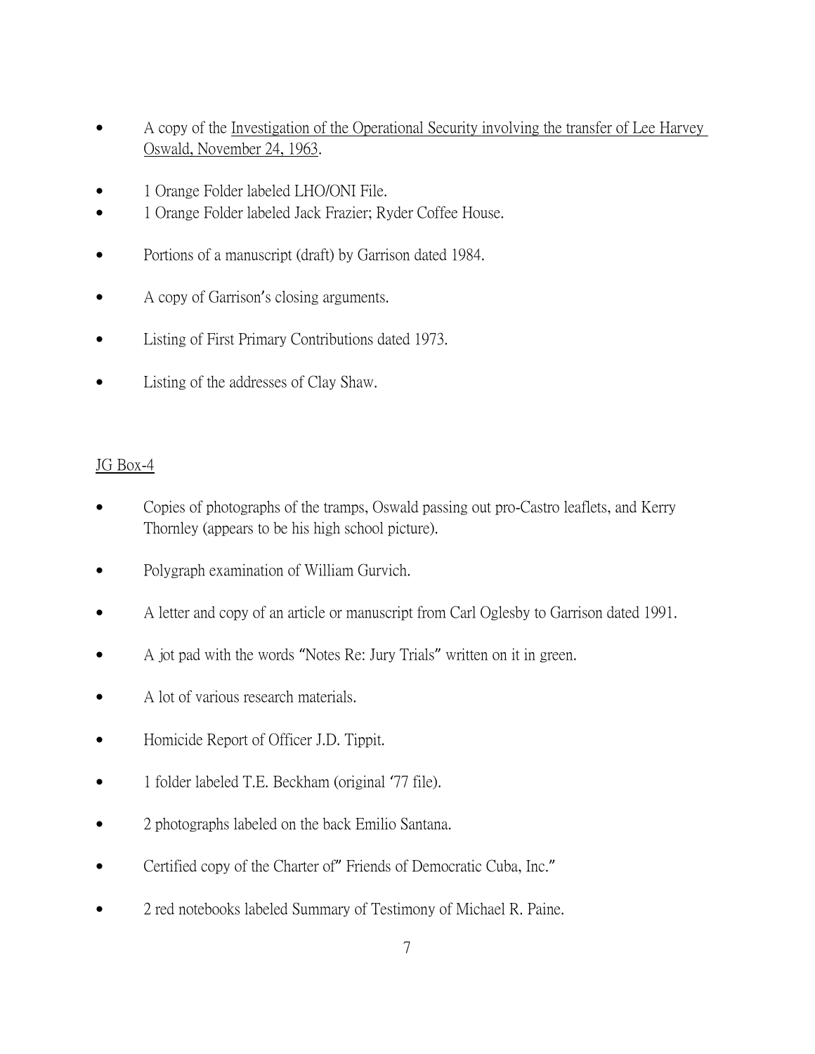- A copy of the <u>Investigation of the Operational Security involving the transfer of Lee Harvey Oswald, November 24, 1963</u>.

- 1 Orange Folder labeled LHO/ONI File.
- 1 Orange Folder labeled Jack Frazier; Ryder Coffee House.

- Portions of a manuscript (draft) by Garrison dated 1984.

- A copy of Garrison's closing arguments.

- Listing of First Primary Contributions dated 1973.

- Listing of the addresses of Clay Shaw.

<u>JG Box-4</u>

- Copies of photographs of the tramps, Oswald passing out pro-Castro leaflets, and Kerry Thornley (appears to be his high school picture).

- Polygraph examination of William Gurvich.

- A letter and copy of an article or manuscript from Carl Oglesby to Garrison dated 1991.

- A jot pad with the words "Notes Re: Jury Trials" written on it in green.

- A lot of various research materials.

- Homicide Report of Officer J.D. Tippit.

- 1 folder labeled T.E. Beckham (original '77 file).

- 2 photographs labeled on the back Emilio Santana.

- Certified copy of the Charter of" Friends of Democratic Cuba, Inc."

- 2 red notebooks labeled Summary of Testimony of Michael R. Paine.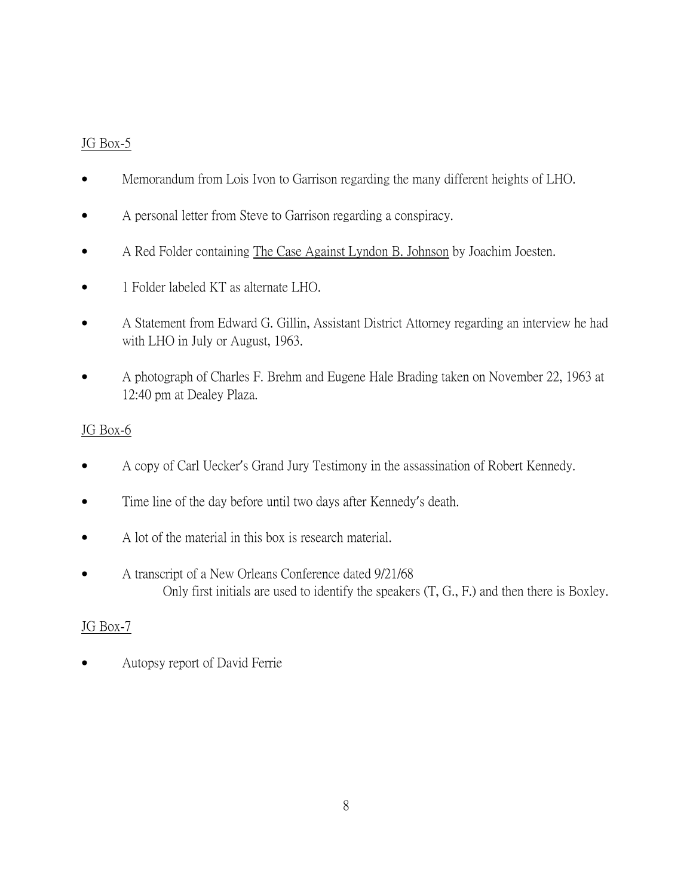<u>JG Box-5</u>

- Memorandum from Lois Ivon to Garrison regarding the many different heights of LHO.
- A personal letter from Steve to Garrison regarding a conspiracy.
- A Red Folder containing <u>The Case Against Lyndon B. Johnson</u> by Joachim Joesten.
- 1 Folder labeled KT as alternate LHO.
- A Statement from Edward G. Gillin, Assistant District Attorney regarding an interview he had with LHO in July or August, 1963.
- A photograph of Charles F. Brehm and Eugene Hale Brading taken on November 22, 1963 at 12:40 pm at Dealey Plaza.

<u>JG Box-6</u>

- A copy of Carl Uecker's Grand Jury Testimony in the assassination of Robert Kennedy.
- Time line of the day before until two days after Kennedy's death.
- A lot of the material in this box is research material.
- A transcript of a New Orleans Conference dated 9/21/68
  Only first initials are used to identify the speakers (T, G., F.) and then there is Boxley.

<u>JG Box-7</u>

- Autopsy report of David Ferrie